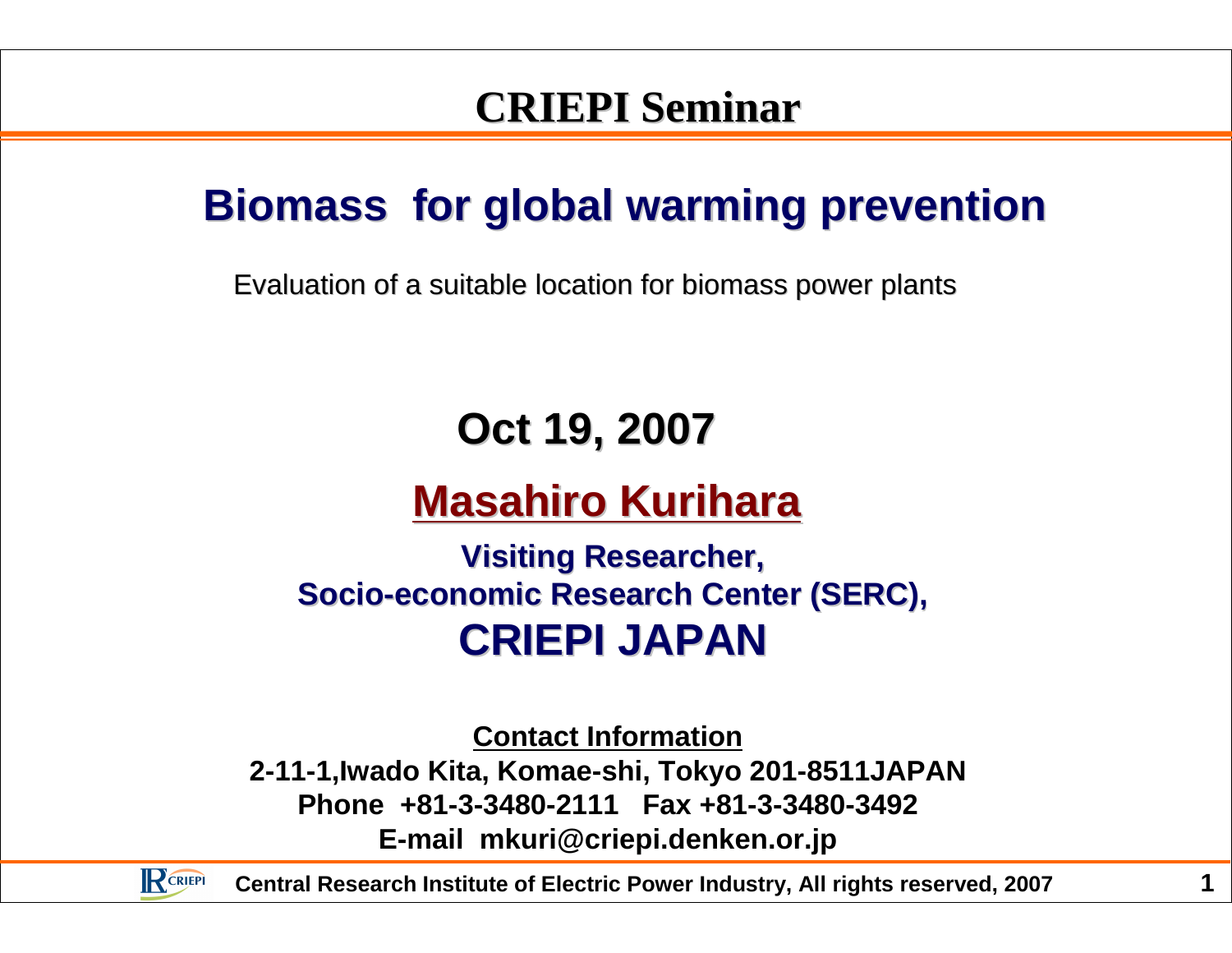## CRIEPI Seminar

# Biomass for global warming prevention

Evaluation of a suitable location for biomass power plants

**Oct 19, 2007**

**Masahiro Kurihara**

**Visiting Researcher,**
**Socio-economic Research Center (SERC),**
**CRIEPI JAPAN**

**Contact Information**
**2-11-1,Iwado Kita, Komae-shi, Tokyo 201-8511JAPAN**
**Phone +81-3-3480-2111 Fax +81-3-3480-3492**
**E-mail mkuri@criepi.denken.or.jp**

**Central Research Institute of Electric Power Industry, All rights reserved, 2007**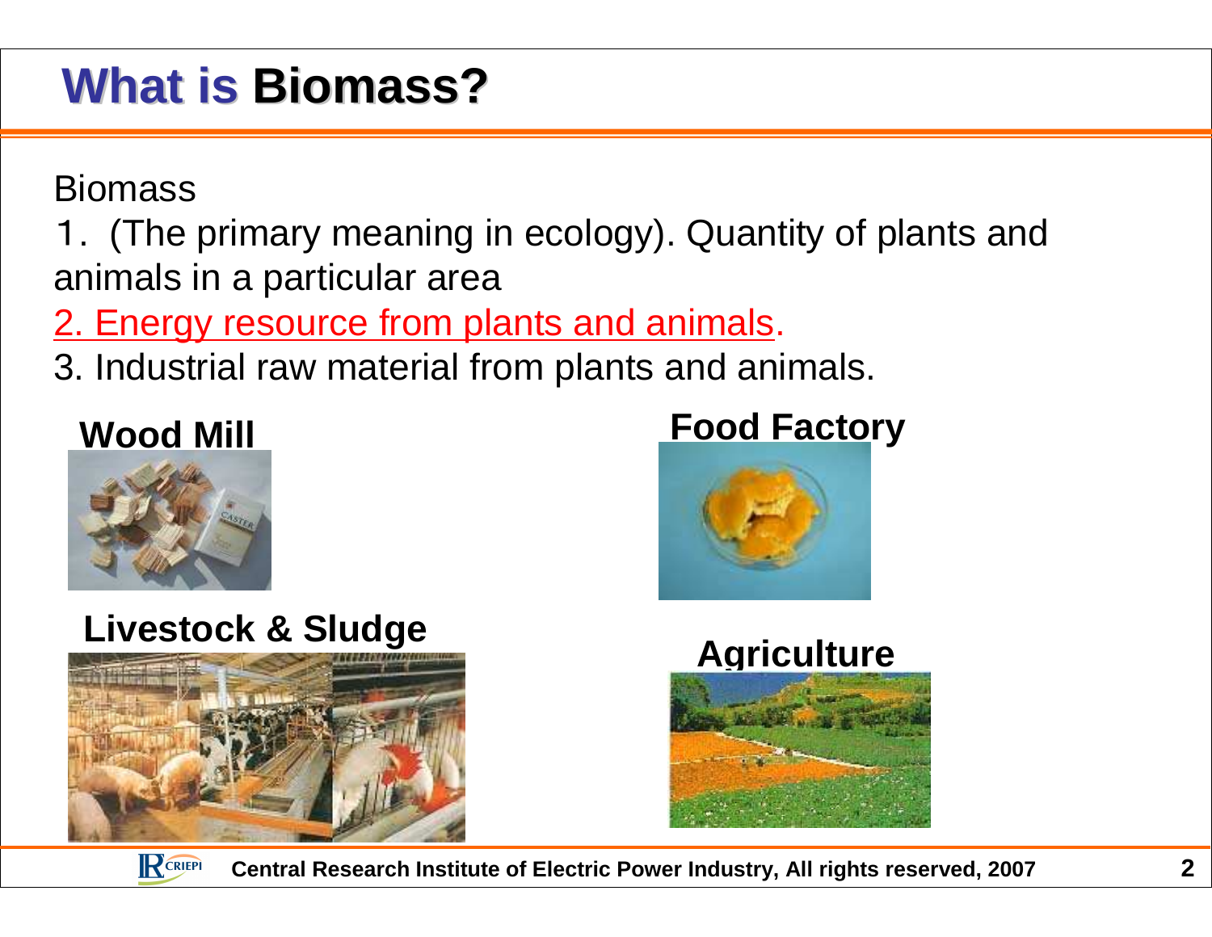# What is Biomass?

Biomass

1. (The primary meaning in ecology). Quantity of plants and animals in a particular area
2. Energy resource from plants and animals.
3. Industrial raw material from plants and animals.

**Wood Mill**

**Food Factory**

**Livestock & Sludge**

**Agriculture**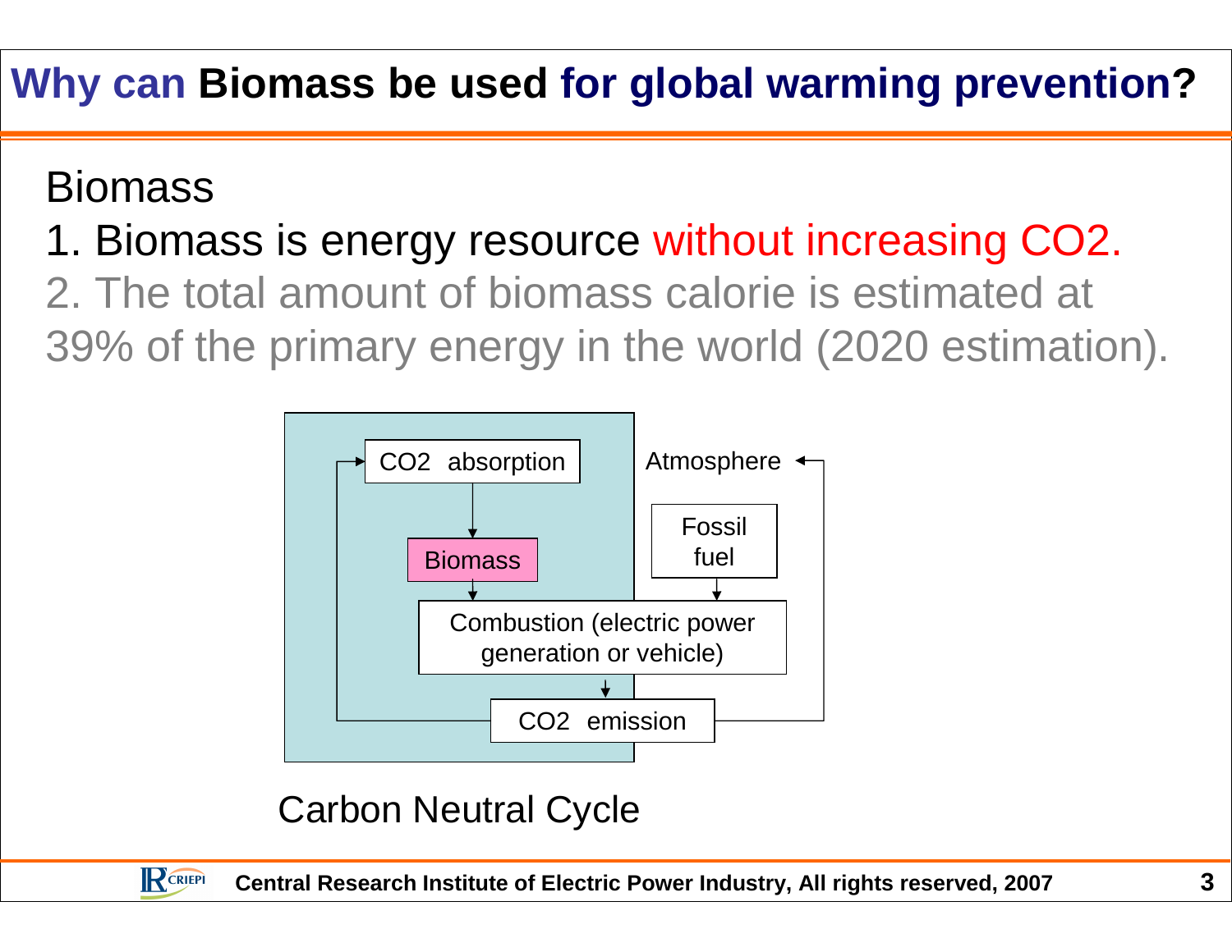# Why can Biomass be used for global warming prevention?

Biomass

1. Biomass is energy resource without increasing $CO_2$.
2. The total amount of biomass calorie is estimated at 39% of the primary energy in the world (2020 estimation).

CO2 absorption

Biomass

Atmosphere

Fossil fuel

Combustion (electric power generation or vehicle)

CO2 emission

Carbon Neutral Cycle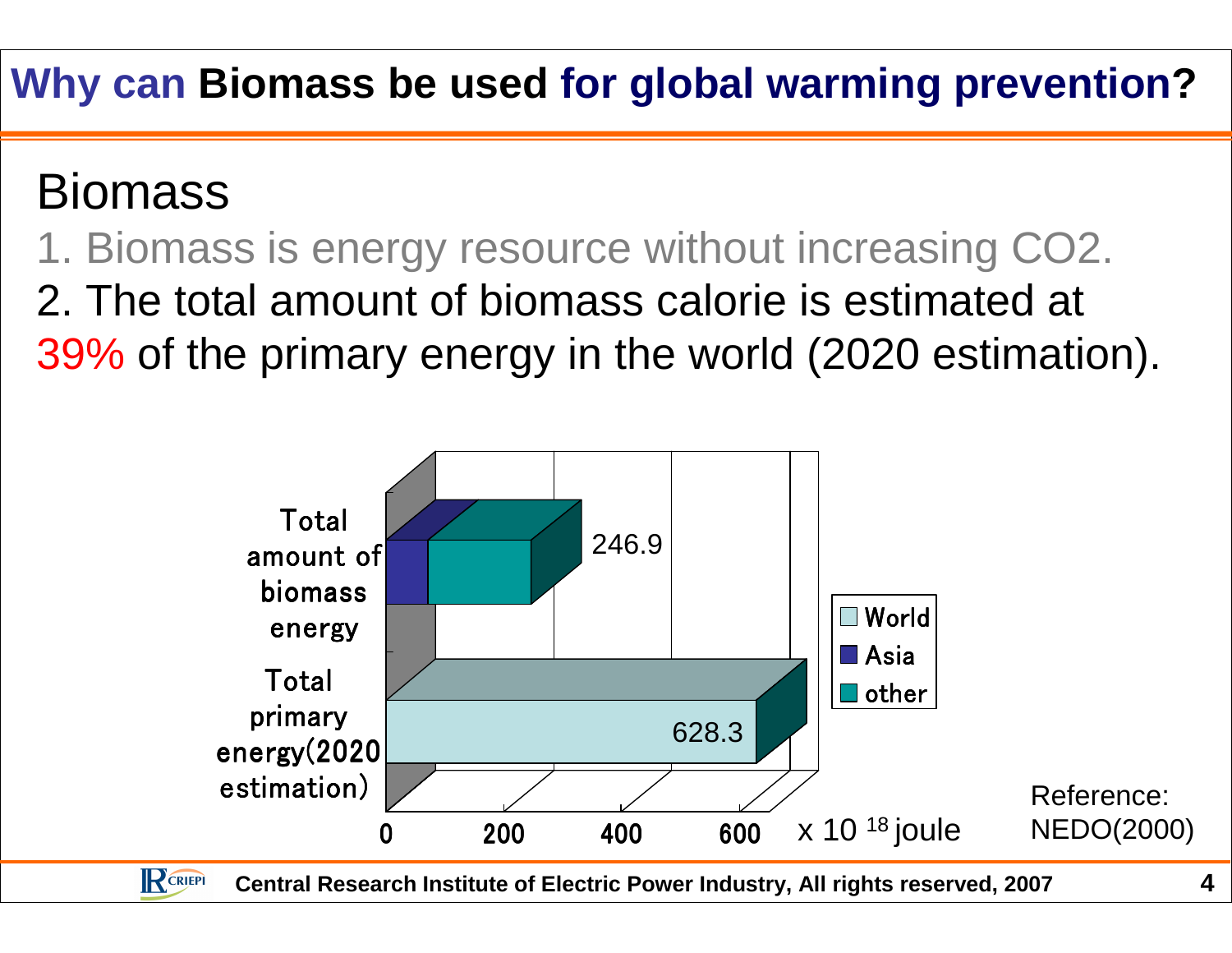# Why can Biomass be used for global warming prevention?

## Biomass

1. Biomass is energy resource without increasing $CO_2$.
2. The total amount of biomass calorie is estimated at 39% of the primary energy in the world (2020 estimation).

| | Value ($\times 10^{18}$ joule) |
|---|---|
| Total amount of biomass energy (Asia + other) | 246.9 |
| Total primary energy (2020 estimation) (World) | 628.3 |

Legend: World, Asia, other

x $10^{18}$ joule

Reference: NEDO(2000)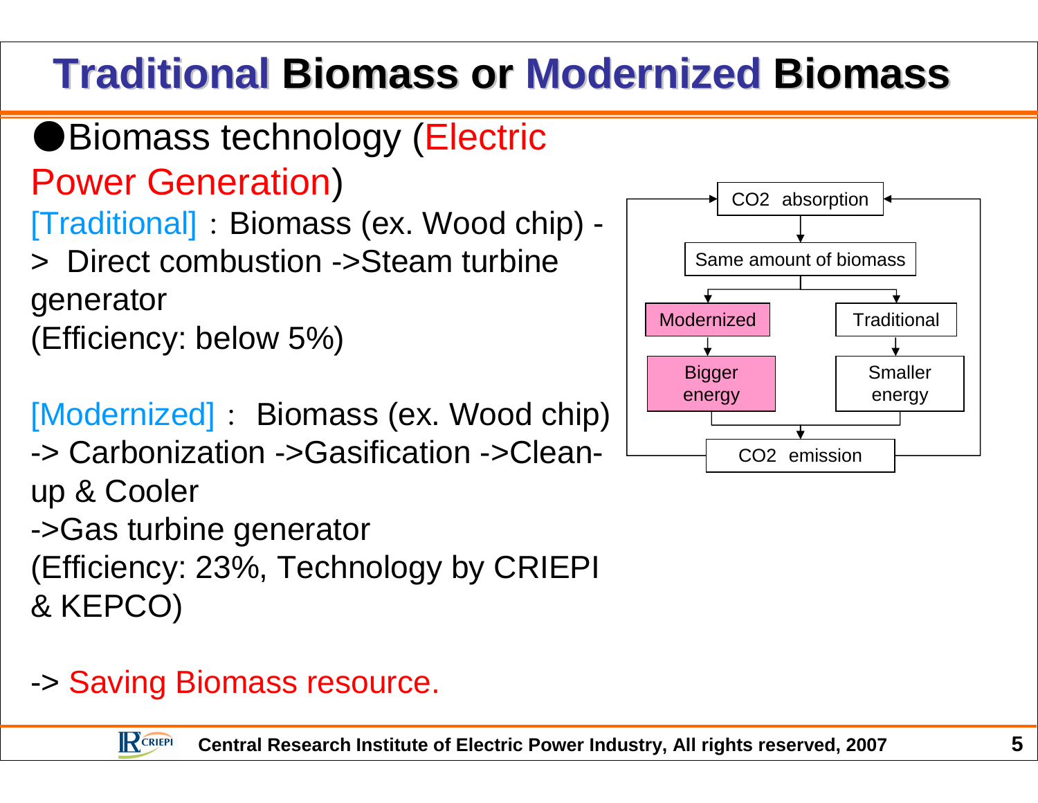# Traditional Biomass or Modernized Biomass

- Biomass technology (Electric Power Generation)

[Traditional]：Biomass (ex. Wood chip) -> Direct combustion ->Steam turbine generator
(Efficiency: below 5%)

[Modernized]： Biomass (ex. Wood chip) -> Carbonization ->Gasification ->Clean-up & Cooler ->Gas turbine generator
(Efficiency: 23%, Technology by CRIEPI & KEPCO)

-> Saving Biomass resource.

$CO_2$ absorption

Same amount of biomass

Modernized → Bigger energy

Traditional → Smaller energy

$CO_2$ emission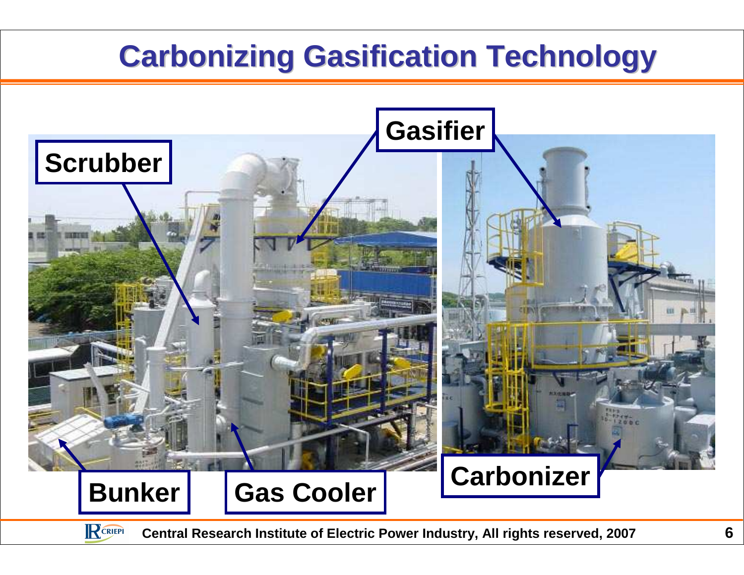# Carbonizing Gasification Technology

Scrubber

Gasifier

Bunker

Gas Cooler

Carbonizer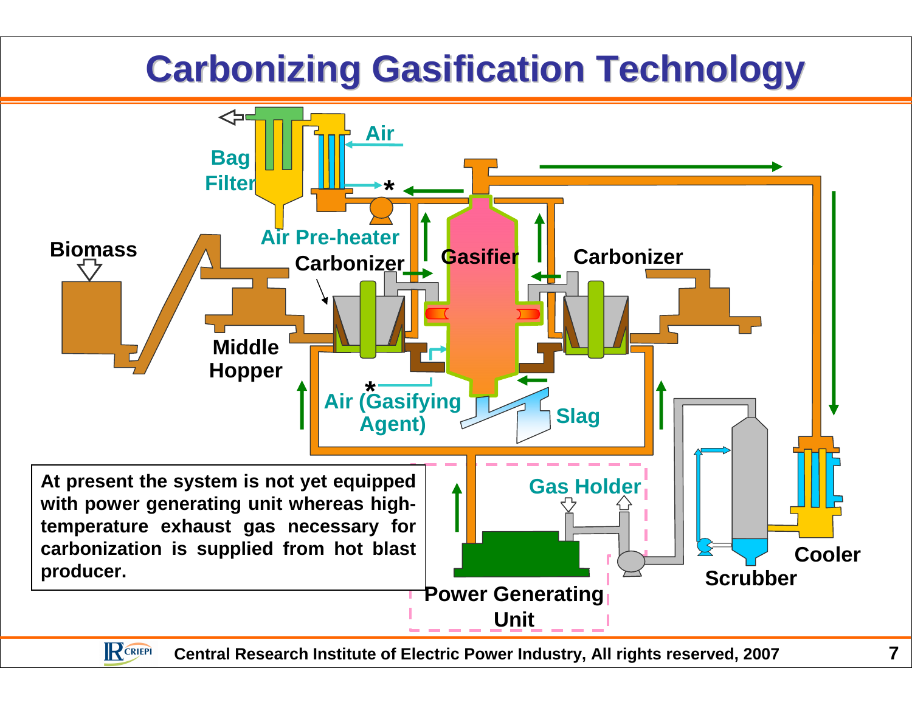# Carbonizing Gasification Technology

Biomass

Bag Filter

Air

Air Pre-heater

Carbonizer

Gasifier

Carbonizer

Middle Hopper

Air (Gasifying Agent)

Slag

Gas Holder

Cooler

Scrubber

Power Generating Unit

At present the system is not yet equipped with power generating unit whereas high-temperature exhaust gas necessary for carbonization is supplied from hot blast producer.

Central Research Institute of Electric Power Industry, All rights reserved, 2007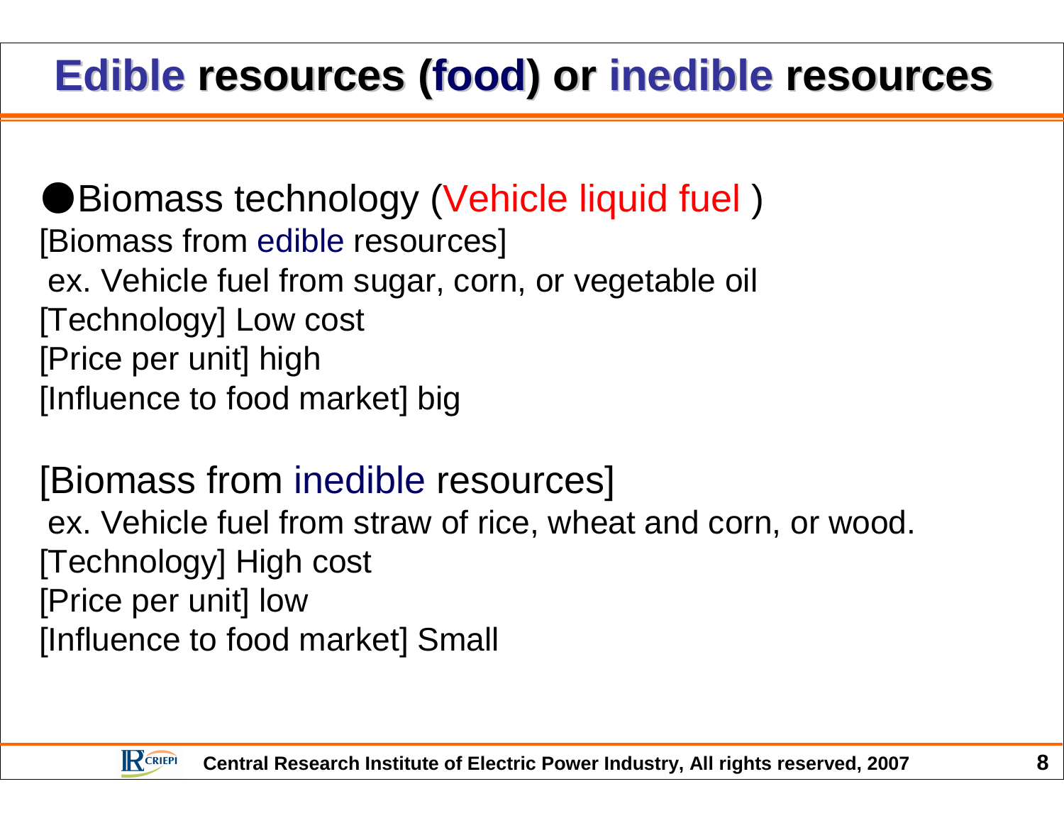# Edible resources (food) or inedible resources

● Biomass technology (Vehicle liquid fuel )

[Biomass from edible resources]

ex. Vehicle fuel from sugar, corn, or vegetable oil

[Technology] Low cost

[Price per unit] high

[Influence to food market] big

[Biomass from inedible resources]

ex. Vehicle fuel from straw of rice, wheat and corn, or wood.

[Technology] High cost

[Price per unit] low

[Influence to food market] Small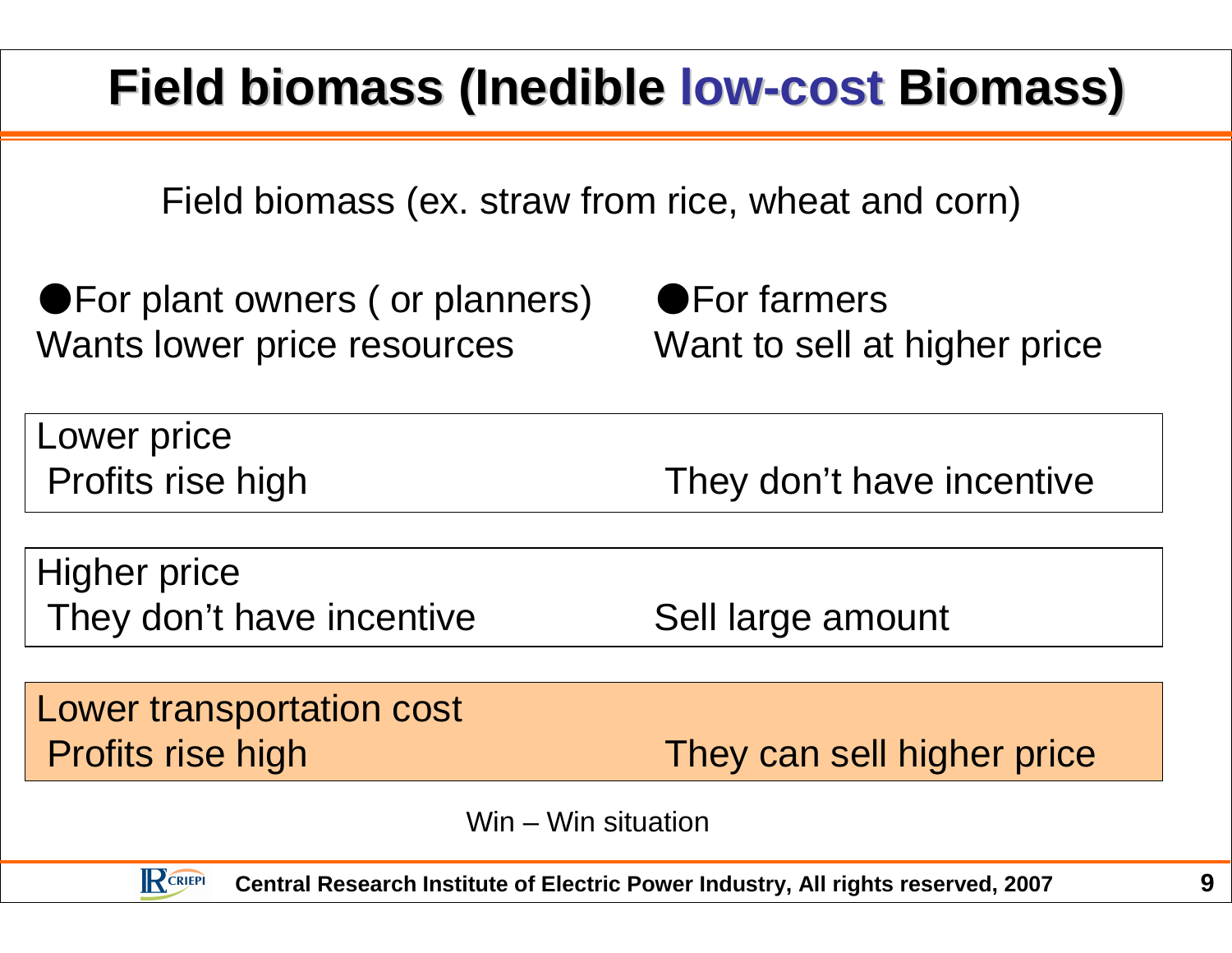# Field biomass (Inedible low-cost Biomass)

Field biomass (ex. straw from rice, wheat and corn)

| ●For plant owners ( or planners)<br>Wants lower price resources | ●For farmers<br>Want to sell at higher price |
| --- | --- |
| **Lower price**<br>Profits rise high | They don't have incentive |
| **Higher price**<br>They don't have incentive | Sell large amount |
| **Lower transportation cost**<br>Profits rise high | They can sell higher price |

Win – Win situation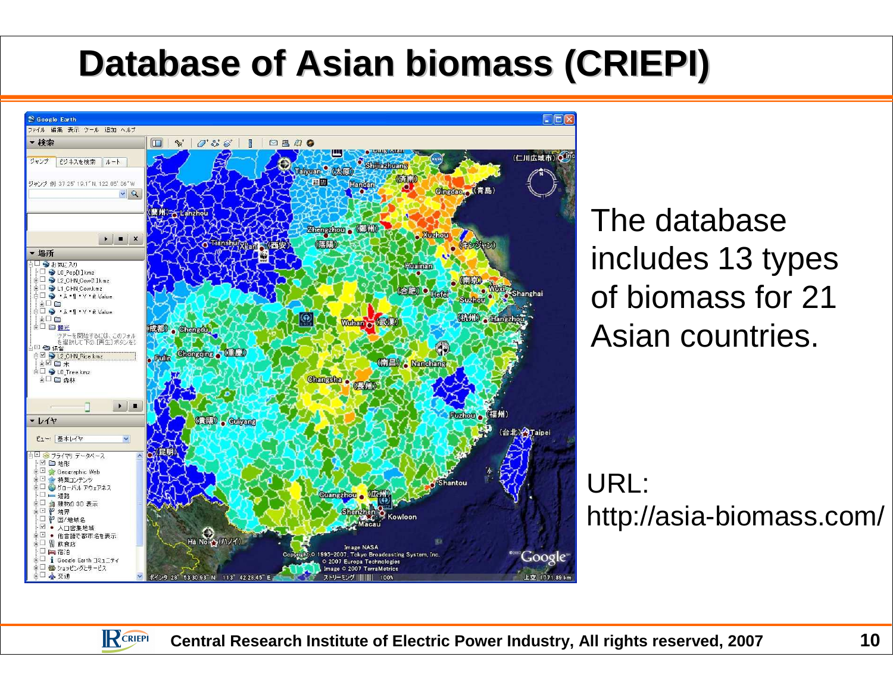# Database of Asian biomass (CRIEPI)

The database includes 13 types of biomass for 21 Asian countries.

URL: http://asia-biomass.com/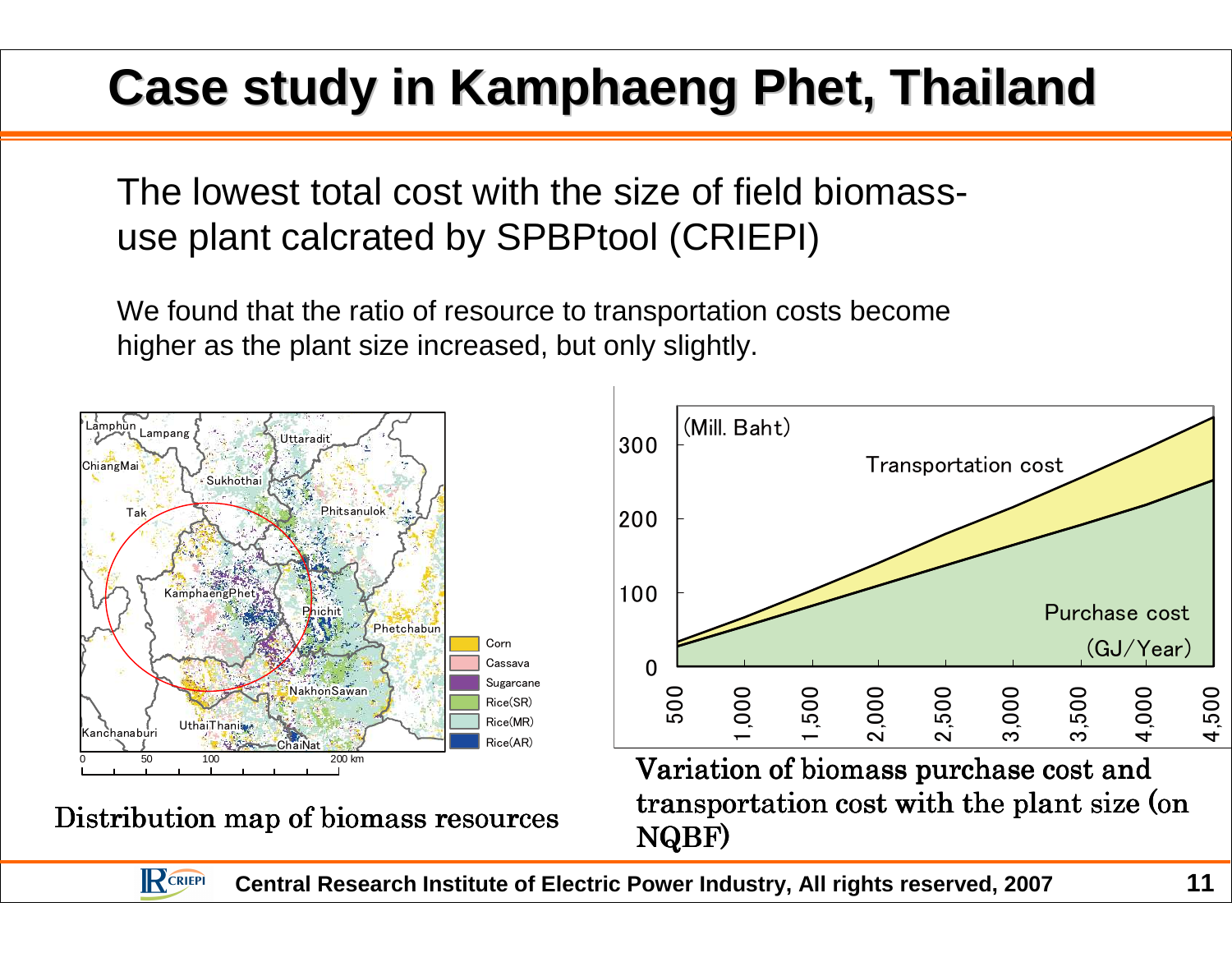# Case study in Kamphaeng Phet, Thailand

The lowest total cost with the size of field biomass-use plant calcrated by SPBPtool (CRIEPI)

We found that the ratio of resource to transportation costs become higher as the plant size increased, but only slightly.

Distribution map of biomass resources

Variation of biomass purchase cost and transportation cost with the plant size (on NQBF)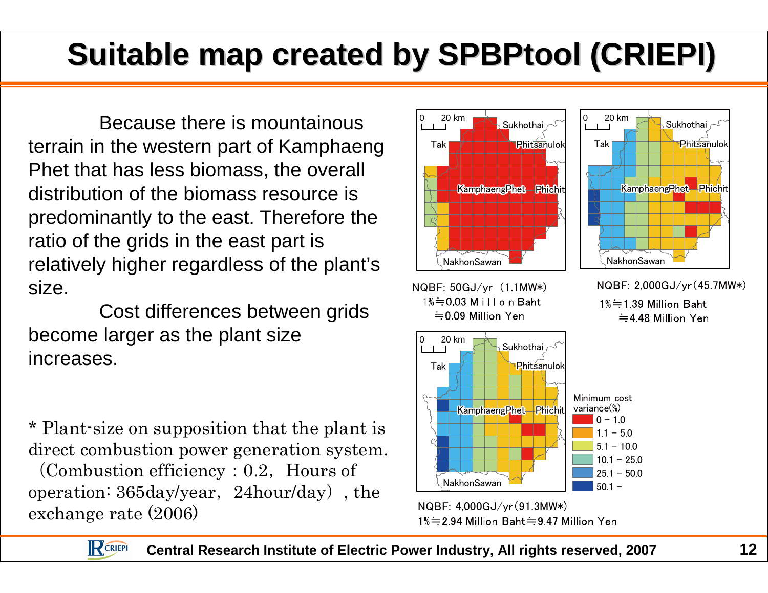# Suitable map created by SPBPtool (CRIEPI)

Because there is mountainous terrain in the western part of Kamphaeng Phet that has less biomass, the overall distribution of the biomass resource is predominantly to the east. Therefore the ratio of the grids in the east part is relatively higher regardless of the plant's size.

Cost differences between grids become larger as the plant size increases.

\* Plant-size on supposition that the plant is direct combustion power generation system. (Combustion efficiency : 0.2, Hours of operation: 365day/year, 24hour/day) , the exchange rate (2006)

NQBF: 50GJ/yr (1.1MW\*)
1%≒0.03 Million Baht
≒0.09 Million Yen

NQBF: 2,000GJ/yr (45.7MW\*)
1%≒1.39 Million Baht
≒4.48 Million Yen

NQBF: 4,000GJ/yr (91.3MW\*)
1%≒2.94 Million Baht≒9.47 Million Yen

Minimum cost variance(%)
- 0 – 1.0
- 1.1 – 5.0
- 5.1 – 10.0
- 10.1 – 25.0
- 25.1 – 50.0
- 50.1 –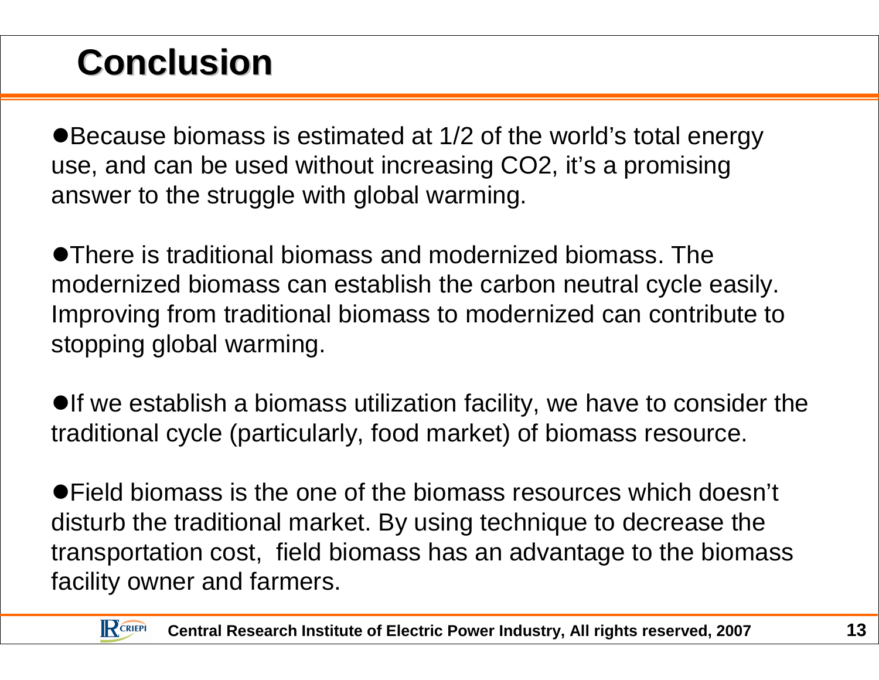# Conclusion

- Because biomass is estimated at 1/2 of the world's total energy use, and can be used without increasing $CO_2$, it's a promising answer to the struggle with global warming.

- There is traditional biomass and modernized biomass. The modernized biomass can establish the carbon neutral cycle easily. Improving from traditional biomass to modernized can contribute to stopping global warming.

- If we establish a biomass utilization facility, we have to consider the traditional cycle (particularly, food market) of biomass resource.

- Field biomass is the one of the biomass resources which doesn't disturb the traditional market. By using technique to decrease the transportation cost, field biomass has an advantage to the biomass facility owner and farmers.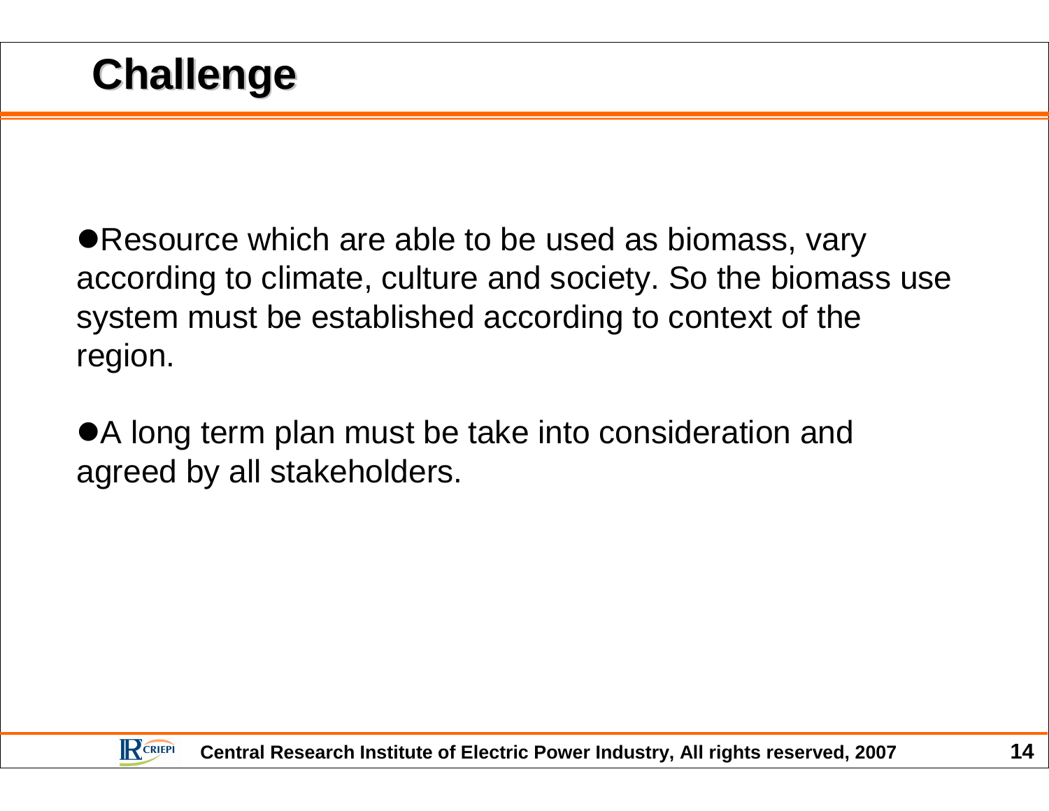# Challenge

- Resource which are able to be used as biomass, vary according to climate, culture and society. So the biomass use system must be established according to context of the region.

- A long term plan must be take into consideration and agreed by all stakeholders.